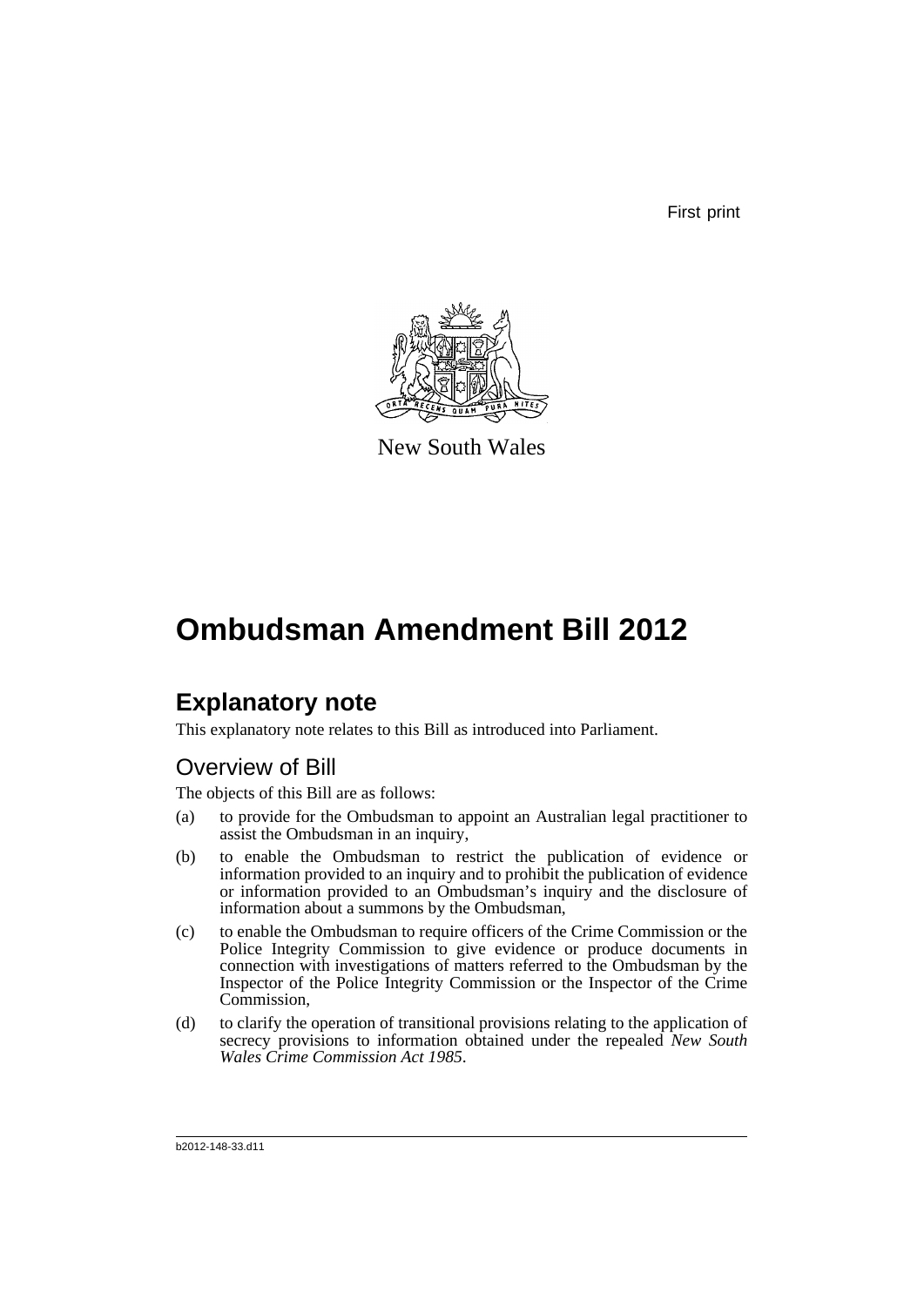First print

New South Wales

# Ombudsman Amendment Bill 2012

## Explanatory note

This explanatory note relates to this Bill as introduced into Parliament.

### Overview of Bill

The objects of this Bill are as follows:

(a) to provide for the Ombudsman to appoint an Australian legal practitioner to assist the Ombudsman in an inquiry,

(b) to enable the Ombudsman to restrict the publication of evidence or information provided to an inquiry and to prohibit the publication of evidence or information provided to an Ombudsman's inquiry and the disclosure of information about a summons by the Ombudsman,

(c) to enable the Ombudsman to require officers of the Crime Commission or the Police Integrity Commission to give evidence or produce documents in connection with investigations of matters referred to the Ombudsman by the Inspector of the Police Integrity Commission or the Inspector of the Crime Commission,

(d) to clarify the operation of transitional provisions relating to the application of secrecy provisions to information obtained under the repealed *New South Wales Crime Commission Act 1985*.

b2012-148-33.d11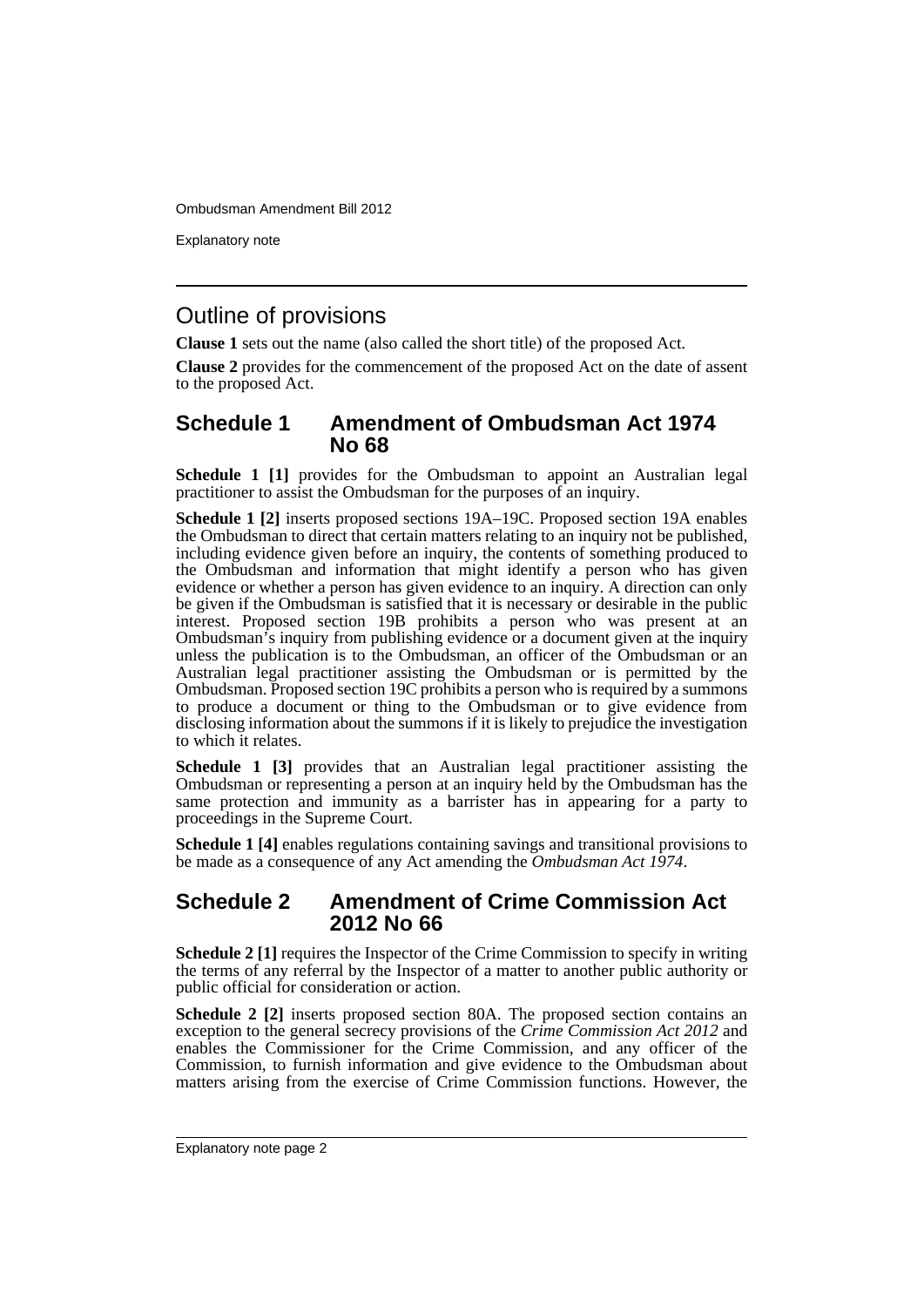## Outline of provisions

**Clause 1** sets out the name (also called the short title) of the proposed Act.

**Clause 2** provides for the commencement of the proposed Act on the date of assent to the proposed Act.

## Schedule 1 Amendment of Ombudsman Act 1974 No 68

**Schedule 1 [1]** provides for the Ombudsman to appoint an Australian legal practitioner to assist the Ombudsman for the purposes of an inquiry.

**Schedule 1 [2]** inserts proposed sections 19A–19C. Proposed section 19A enables the Ombudsman to direct that certain matters relating to an inquiry not be published, including evidence given before an inquiry, the contents of something produced to the Ombudsman and information that might identify a person who has given evidence or whether a person has given evidence to an inquiry. A direction can only be given if the Ombudsman is satisfied that it is necessary or desirable in the public interest. Proposed section 19B prohibits a person who was present at an Ombudsman's inquiry from publishing evidence or a document given at the inquiry unless the publication is to the Ombudsman, an officer of the Ombudsman or an Australian legal practitioner assisting the Ombudsman or is permitted by the Ombudsman. Proposed section 19C prohibits a person who is required by a summons to produce a document or thing to the Ombudsman or to give evidence from disclosing information about the summons if it is likely to prejudice the investigation to which it relates.

**Schedule 1 [3]** provides that an Australian legal practitioner assisting the Ombudsman or representing a person at an inquiry held by the Ombudsman has the same protection and immunity as a barrister has in appearing for a party to proceedings in the Supreme Court.

**Schedule 1 [4]** enables regulations containing savings and transitional provisions to be made as a consequence of any Act amending the *Ombudsman Act 1974*.

## Schedule 2 Amendment of Crime Commission Act 2012 No 66

**Schedule 2 [1]** requires the Inspector of the Crime Commission to specify in writing the terms of any referral by the Inspector of a matter to another public authority or public official for consideration or action.

**Schedule 2 [2]** inserts proposed section 80A. The proposed section contains an exception to the general secrecy provisions of the *Crime Commission Act 2012* and enables the Commissioner for the Crime Commission, and any officer of the Commission, to furnish information and give evidence to the Ombudsman about matters arising from the exercise of Crime Commission functions. However, the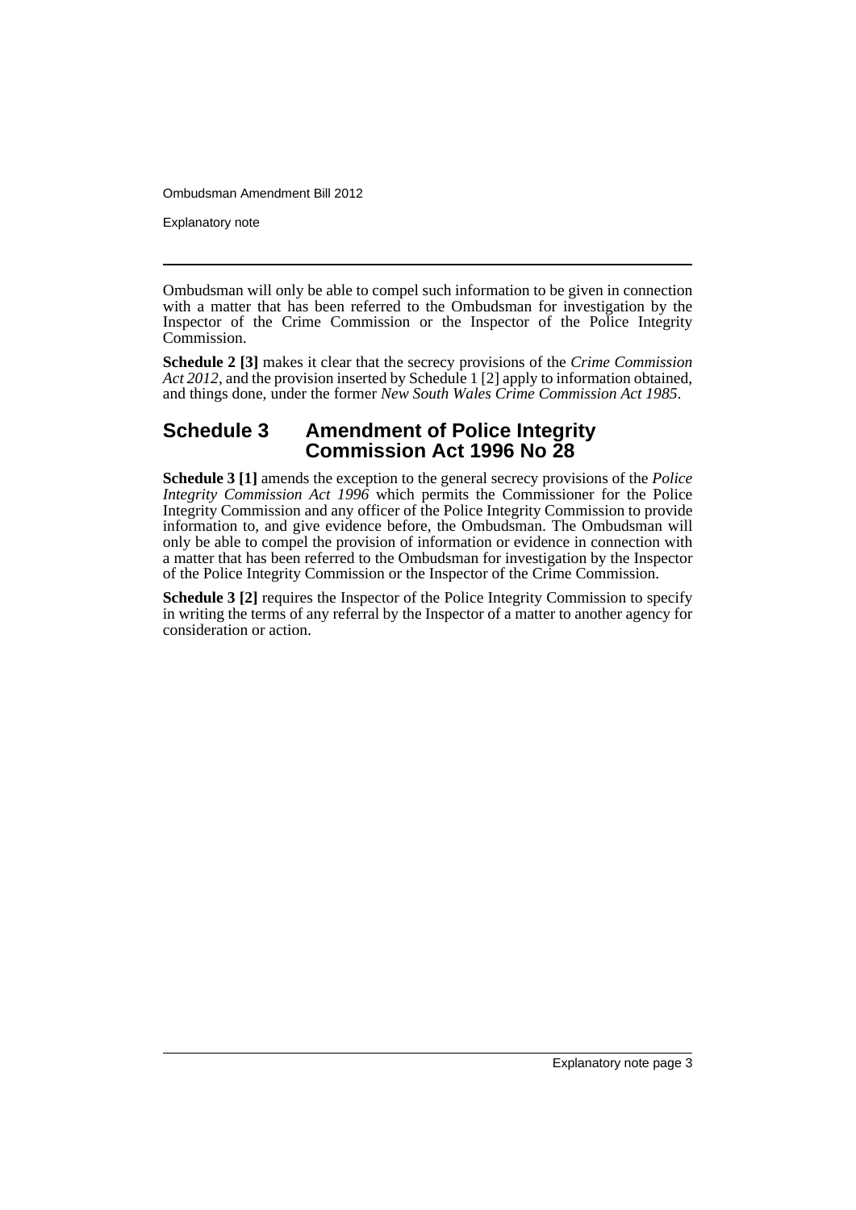Ombudsman will only be able to compel such information to be given in connection with a matter that has been referred to the Ombudsman for investigation by the Inspector of the Crime Commission or the Inspector of the Police Integrity Commission.

**Schedule 2 [3]** makes it clear that the secrecy provisions of the *Crime Commission Act 2012*, and the provision inserted by Schedule 1 [2] apply to information obtained, and things done, under the former *New South Wales Crime Commission Act 1985*.

## Schedule 3 Amendment of Police Integrity Commission Act 1996 No 28

**Schedule 3 [1]** amends the exception to the general secrecy provisions of the *Police Integrity Commission Act 1996* which permits the Commissioner for the Police Integrity Commission and any officer of the Police Integrity Commission to provide information to, and give evidence before, the Ombudsman. The Ombudsman will only be able to compel the provision of information or evidence in connection with a matter that has been referred to the Ombudsman for investigation by the Inspector of the Police Integrity Commission or the Inspector of the Crime Commission.

**Schedule 3 [2]** requires the Inspector of the Police Integrity Commission to specify in writing the terms of any referral by the Inspector of a matter to another agency for consideration or action.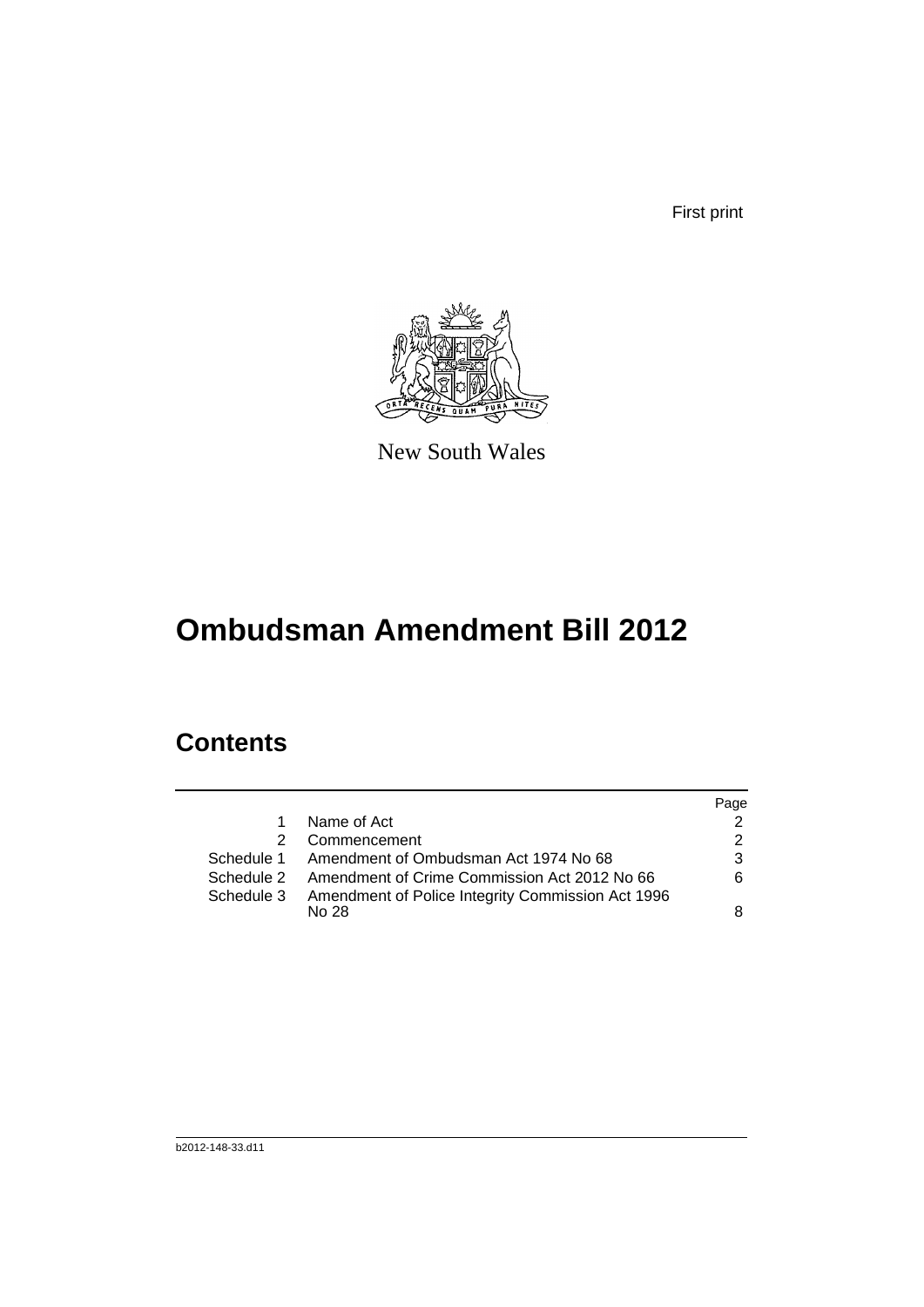First print

New South Wales

# Ombudsman Amendment Bill 2012

## Contents

| | | Page |
|---|---|---|
| 1 | Name of Act | 2 |
| 2 | Commencement | 2 |
| Schedule 1 | Amendment of Ombudsman Act 1974 No 68 | 3 |
| Schedule 2 | Amendment of Crime Commission Act 2012 No 66 | 6 |
| Schedule 3 | Amendment of Police Integrity Commission Act 1996 No 28 | 8 |

b2012-148-33.d11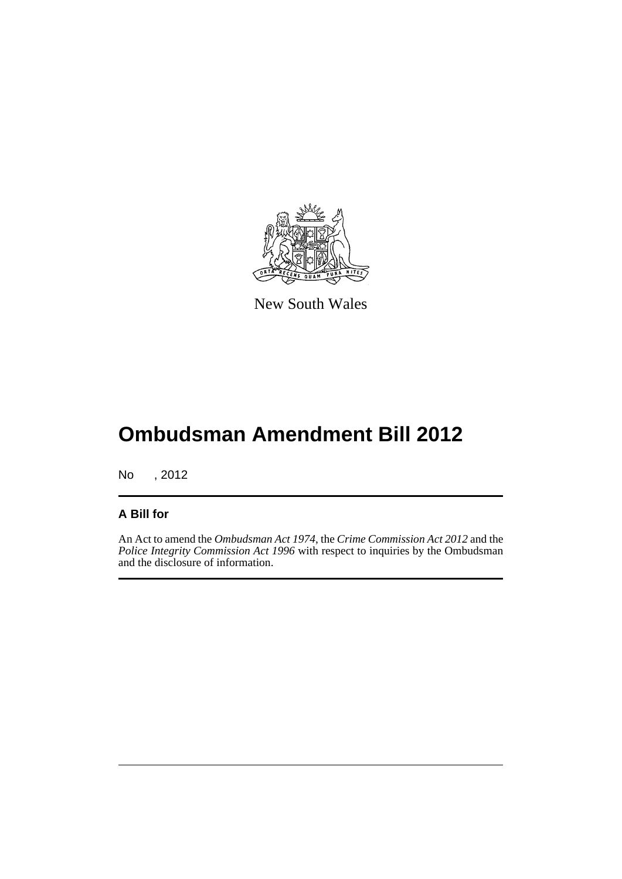New South Wales

# Ombudsman Amendment Bill 2012

No , 2012

## A Bill for

An Act to amend the *Ombudsman Act 1974*, the *Crime Commission Act 2012* and the *Police Integrity Commission Act 1996* with respect to inquiries by the Ombudsman and the disclosure of information.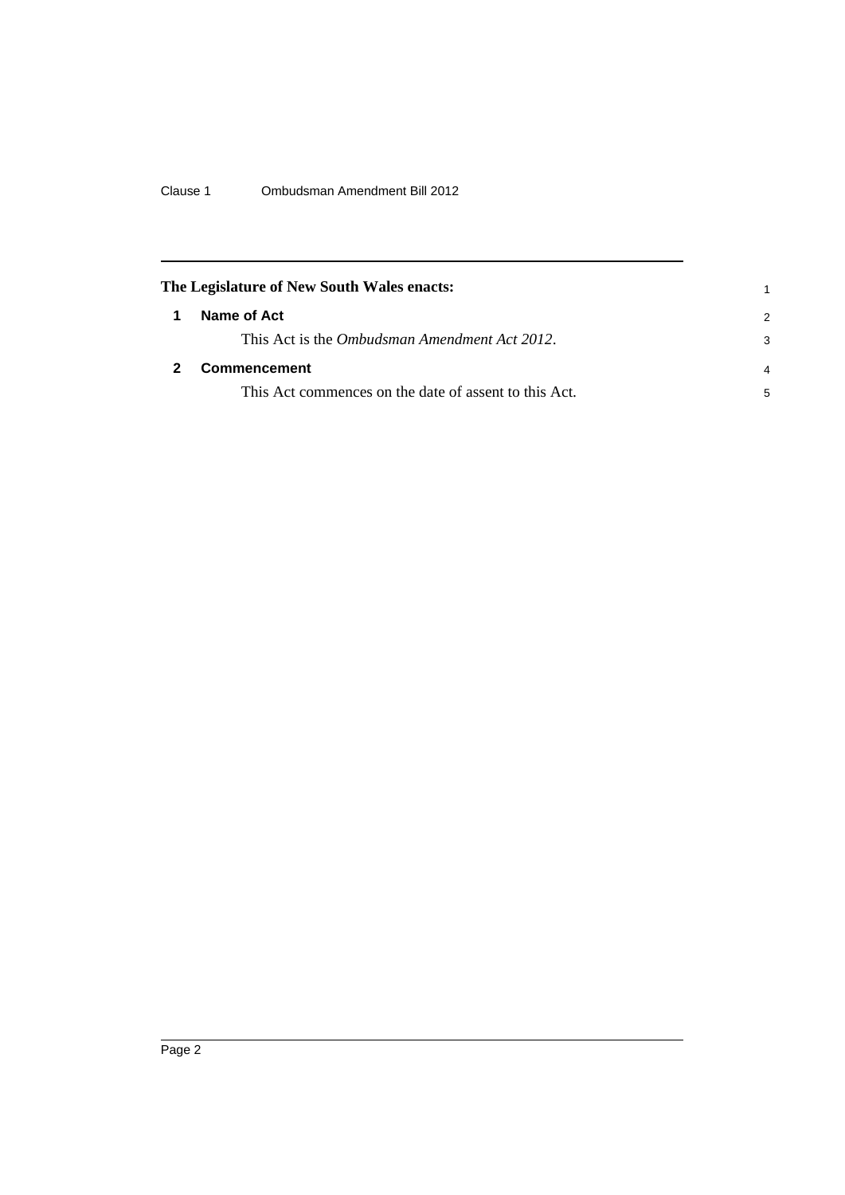**The Legislature of New South Wales enacts:**

## 1 Name of Act

This Act is the *Ombudsman Amendment Act 2012*.

## 2 Commencement

This Act commences on the date of assent to this Act.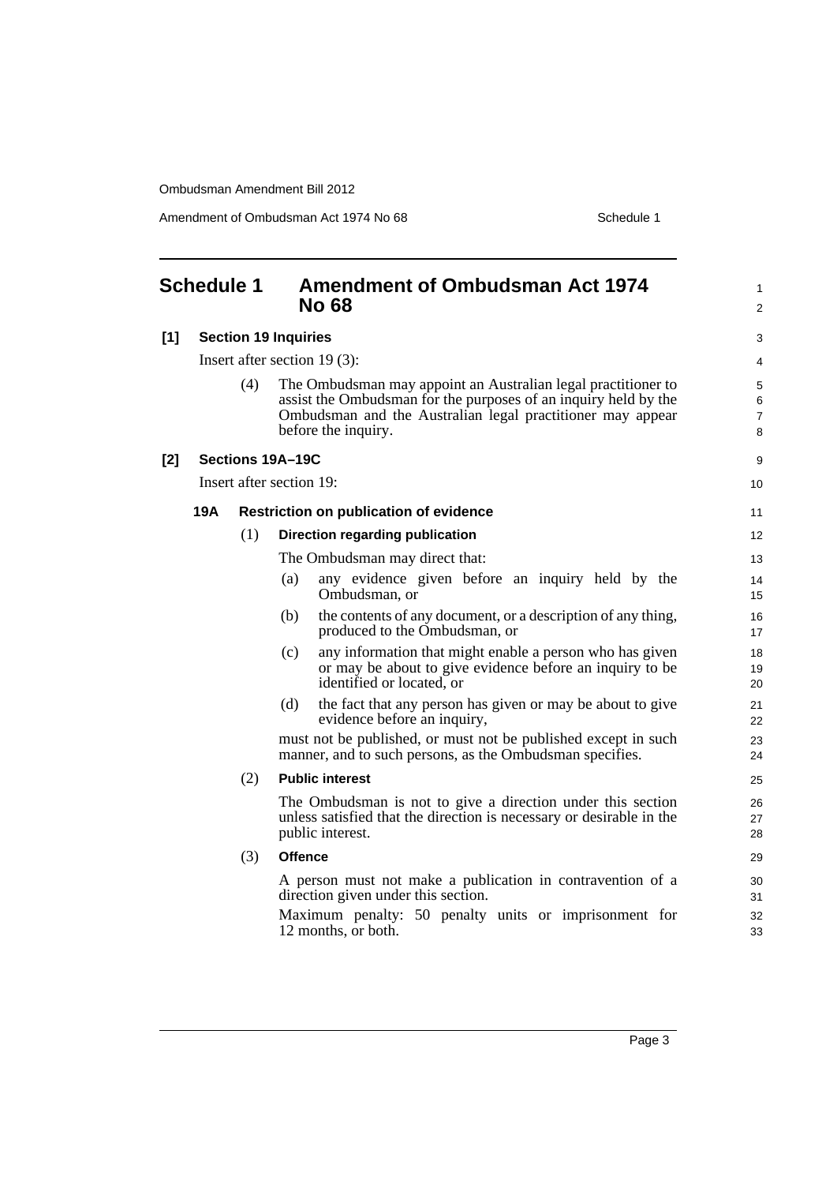# Schedule 1 Amendment of Ombudsman Act 1974 No 68

**[1] Section 19 Inquiries**

Insert after section 19 (3):

(4) The Ombudsman may appoint an Australian legal practitioner to assist the Ombudsman for the purposes of an inquiry held by the Ombudsman and the Australian legal practitioner may appear before the inquiry.

**[2] Sections 19A–19C**

Insert after section 19:

### 19A Restriction on publication of evidence

(1) **Direction regarding publication**

The Ombudsman may direct that:

(a) any evidence given before an inquiry held by the Ombudsman, or

(b) the contents of any document, or a description of any thing, produced to the Ombudsman, or

(c) any information that might enable a person who has given or may be about to give evidence before an inquiry to be identified or located, or

(d) the fact that any person has given or may be about to give evidence before an inquiry,

must not be published, or must not be published except in such manner, and to such persons, as the Ombudsman specifies.

(2) **Public interest**

The Ombudsman is not to give a direction under this section unless satisfied that the direction is necessary or desirable in the public interest.

(3) **Offence**

A person must not make a publication in contravention of a direction given under this section.

Maximum penalty: 50 penalty units or imprisonment for 12 months, or both.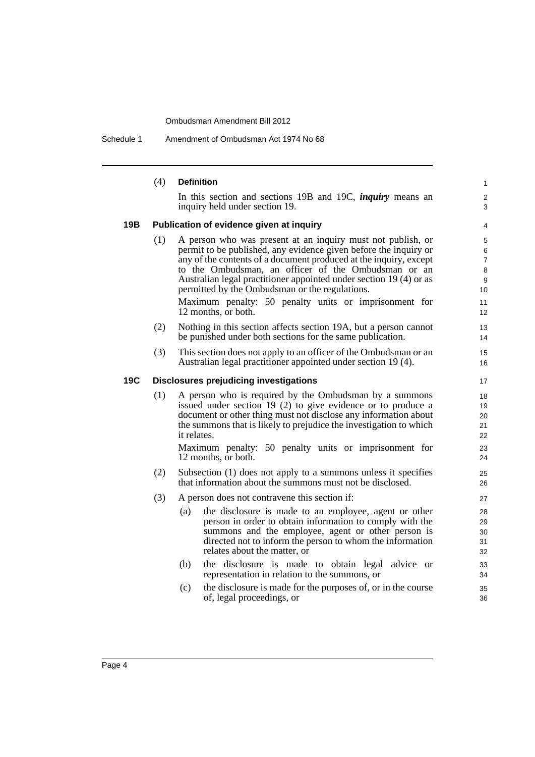(4) **Definition**

In this section and sections 19B and 19C, ***inquiry*** means an inquiry held under section 19.

### 19B Publication of evidence given at inquiry

(1) A person who was present at an inquiry must not publish, or permit to be published, any evidence given before the inquiry or any of the contents of a document produced at the inquiry, except to the Ombudsman, an officer of the Ombudsman or an Australian legal practitioner appointed under section 19 (4) or as permitted by the Ombudsman or the regulations.

Maximum penalty: 50 penalty units or imprisonment for 12 months, or both.

(2) Nothing in this section affects section 19A, but a person cannot be punished under both sections for the same publication.

(3) This section does not apply to an officer of the Ombudsman or an Australian legal practitioner appointed under section 19 (4).

### 19C Disclosures prejudicing investigations

(1) A person who is required by the Ombudsman by a summons issued under section 19 (2) to give evidence or to produce a document or other thing must not disclose any information about the summons that is likely to prejudice the investigation to which it relates.

Maximum penalty: 50 penalty units or imprisonment for 12 months, or both.

(2) Subsection (1) does not apply to a summons unless it specifies that information about the summons must not be disclosed.

(3) A person does not contravene this section if:

(a) the disclosure is made to an employee, agent or other person in order to obtain information to comply with the summons and the employee, agent or other person is directed not to inform the person to whom the information relates about the matter, or

(b) the disclosure is made to obtain legal advice or representation in relation to the summons, or

(c) the disclosure is made for the purposes of, or in the course of, legal proceedings, or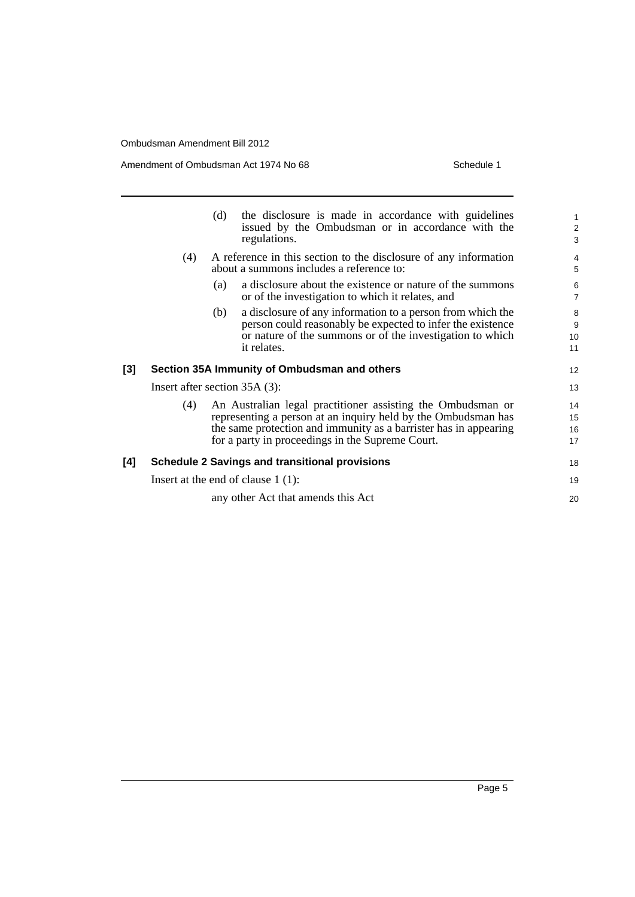(d) the disclosure is made in accordance with guidelines issued by the Ombudsman or in accordance with the regulations.

(4) A reference in this section to the disclosure of any information about a summons includes a reference to:

(a) a disclosure about the existence or nature of the summons or of the investigation to which it relates, and

(b) a disclosure of any information to a person from which the person could reasonably be expected to infer the existence or nature of the summons or of the investigation to which it relates.

**[3] Section 35A Immunity of Ombudsman and others**

Insert after section 35A (3):

(4) An Australian legal practitioner assisting the Ombudsman or representing a person at an inquiry held by the Ombudsman has the same protection and immunity as a barrister has in appearing for a party in proceedings in the Supreme Court.

**[4] Schedule 2 Savings and transitional provisions**

Insert at the end of clause 1 (1):

any other Act that amends this Act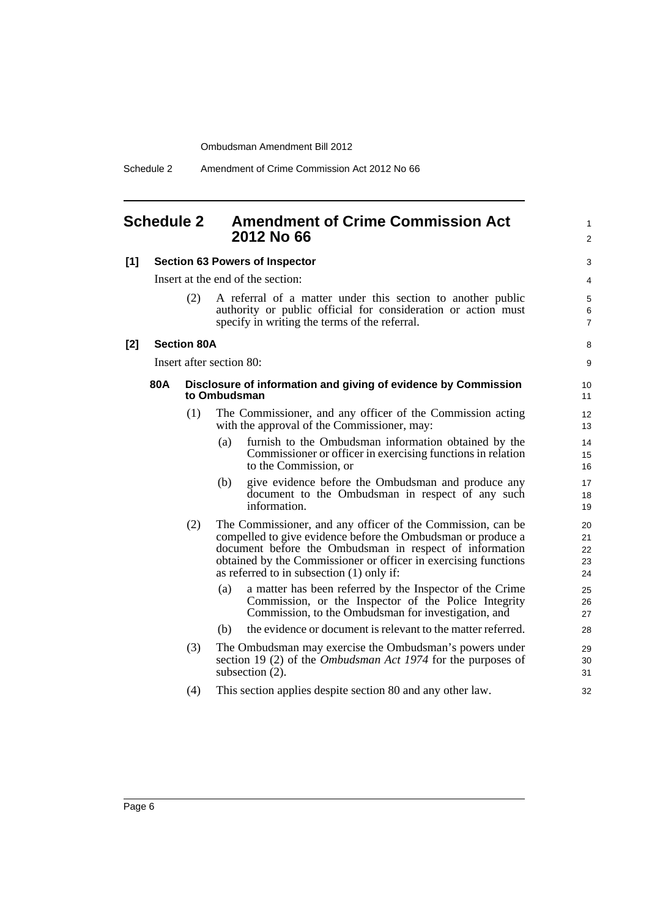## Schedule 2 Amendment of Crime Commission Act 2012 No 66

**[1] Section 63 Powers of Inspector**

Insert at the end of the section:

(2) A referral of a matter under this section to another public authority or public official for consideration or action must specify in writing the terms of the referral.

**[2] Section 80A**

Insert after section 80:

**80A Disclosure of information and giving of evidence by Commission to Ombudsman**

(1) The Commissioner, and any officer of the Commission acting with the approval of the Commissioner, may:

(a) furnish to the Ombudsman information obtained by the Commissioner or officer in exercising functions in relation to the Commission, or

(b) give evidence before the Ombudsman and produce any document to the Ombudsman in respect of any such information.

(2) The Commissioner, and any officer of the Commission, can be compelled to give evidence before the Ombudsman or produce a document before the Ombudsman in respect of information obtained by the Commissioner or officer in exercising functions as referred to in subsection (1) only if:

(a) a matter has been referred by the Inspector of the Crime Commission, or the Inspector of the Police Integrity Commission, to the Ombudsman for investigation, and

(b) the evidence or document is relevant to the matter referred.

(3) The Ombudsman may exercise the Ombudsman's powers under section 19 (2) of the *Ombudsman Act 1974* for the purposes of subsection (2).

(4) This section applies despite section 80 and any other law.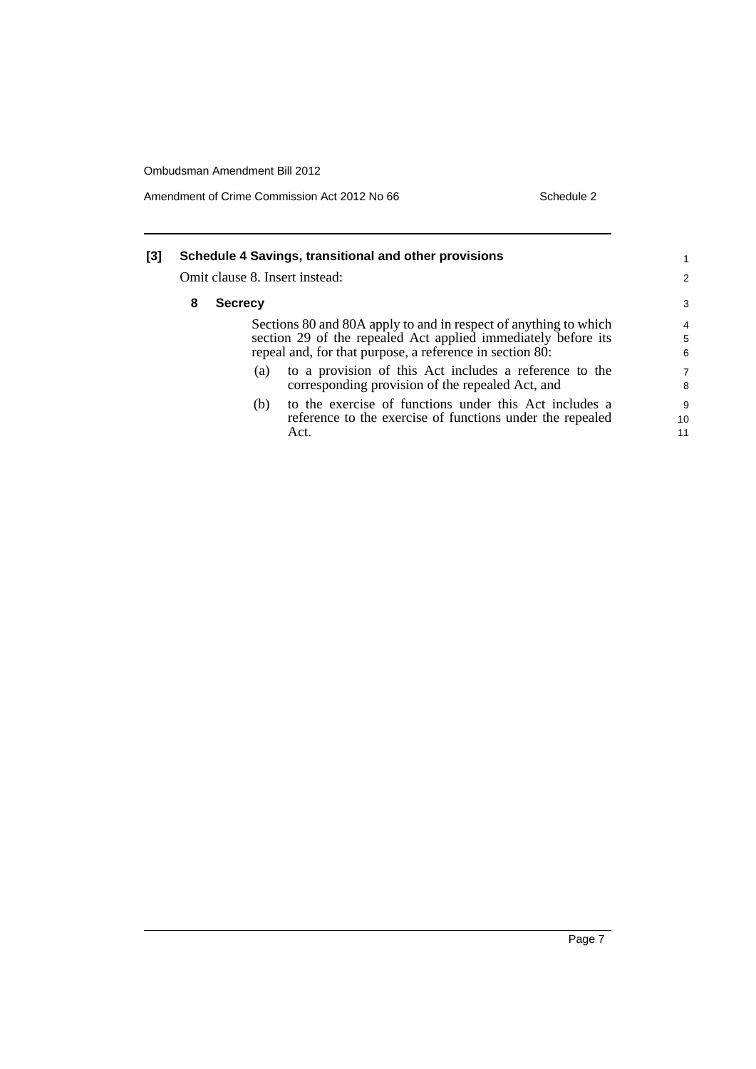**[3] Schedule 4 Savings, transitional and other provisions**

Omit clause 8. Insert instead:

**8 Secrecy**

Sections 80 and 80A apply to and in respect of anything to which section 29 of the repealed Act applied immediately before its repeal and, for that purpose, a reference in section 80:

(a) to a provision of this Act includes a reference to the corresponding provision of the repealed Act, and

(b) to the exercise of functions under this Act includes a reference to the exercise of functions under the repealed Act.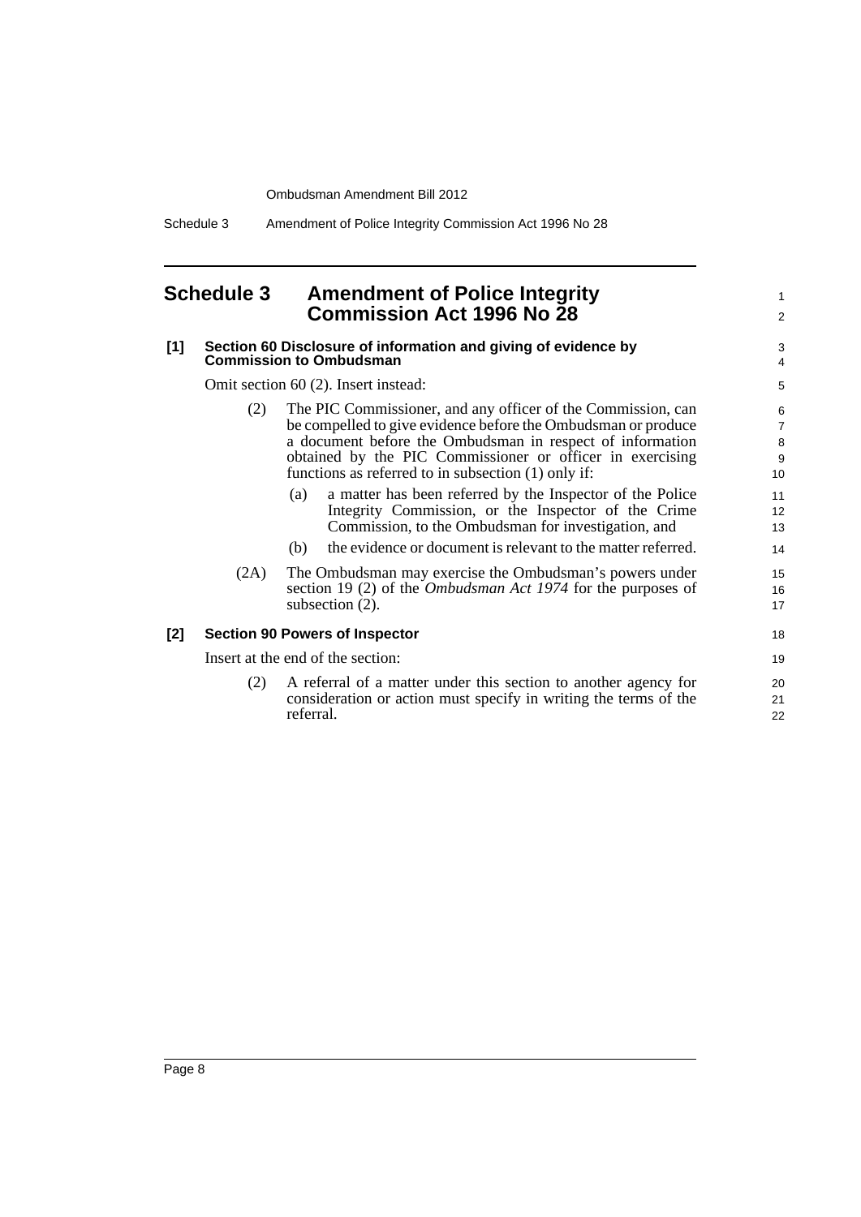## Schedule 3 Amendment of Police Integrity Commission Act 1996 No 28

**[1] Section 60 Disclosure of information and giving of evidence by Commission to Ombudsman**

Omit section 60 (2). Insert instead:

(2) The PIC Commissioner, and any officer of the Commission, can be compelled to give evidence before the Ombudsman or produce a document before the Ombudsman in respect of information obtained by the PIC Commissioner or officer in exercising functions as referred to in subsection (1) only if:

(a) a matter has been referred by the Inspector of the Police Integrity Commission, or the Inspector of the Crime Commission, to the Ombudsman for investigation, and

(b) the evidence or document is relevant to the matter referred.

(2A) The Ombudsman may exercise the Ombudsman's powers under section 19 (2) of the *Ombudsman Act 1974* for the purposes of subsection (2).

**[2] Section 90 Powers of Inspector**

Insert at the end of the section:

(2) A referral of a matter under this section to another agency for consideration or action must specify in writing the terms of the referral.